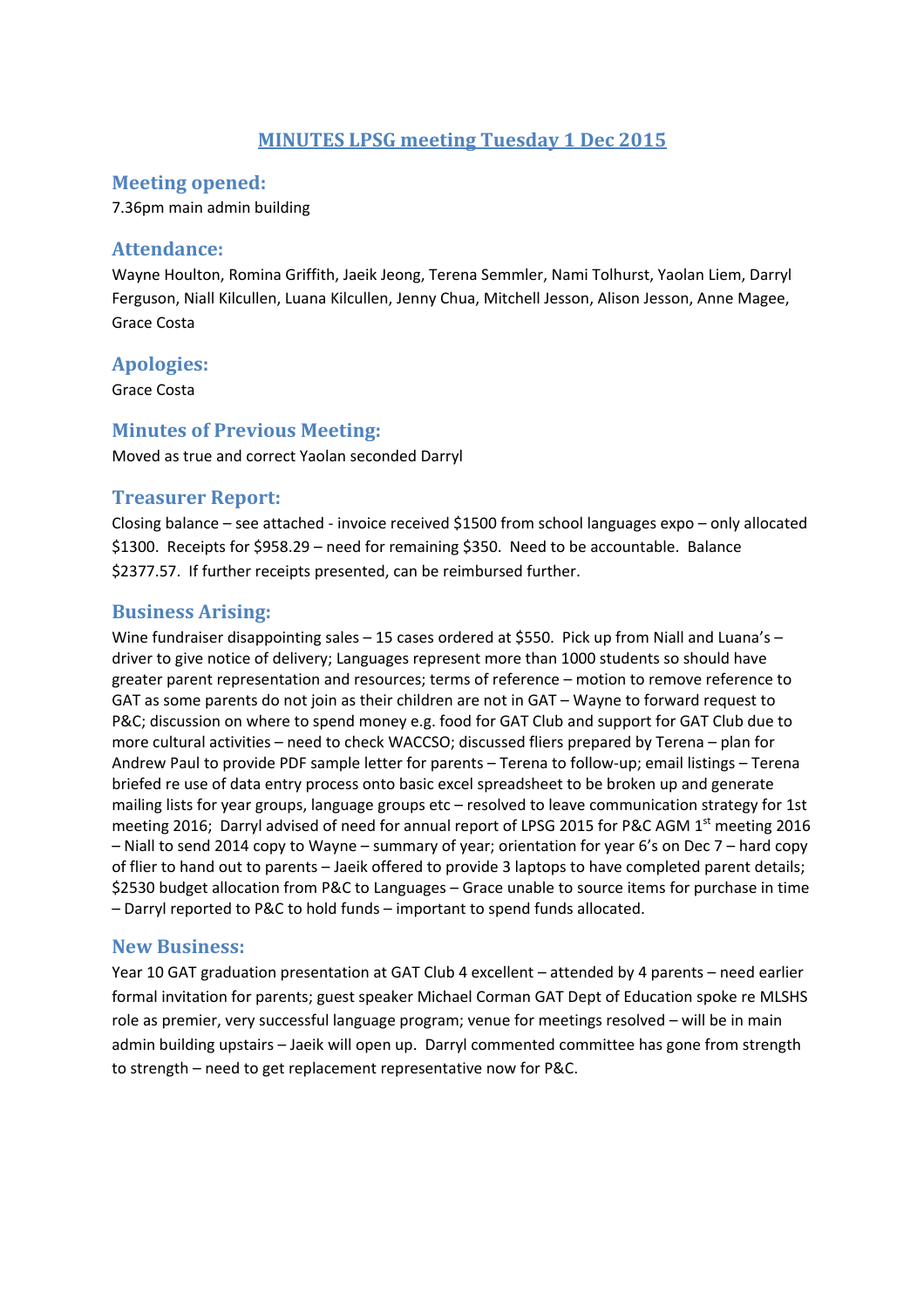# MINUTES LPSG meeting Tuesday 1 Dec 2015

## Meeting opened:

7.36pm main admin building

## Attendance:

Wayne Houlton, Romina Griffith, Jaeik Jeong, Terena Semmler, Nami Tolhurst, Yaolan Liem, Darryl Ferguson, Niall Kilcullen, Luana Kilcullen, Jenny Chua, Mitchell Jesson, Alison Jesson, Anne Magee, Grace Costa

## Apologies:

Grace Costa

## Minutes of Previous Meeting:

Moved as true and correct Yaolan seconded Darryl

## Treasurer Report:

Closing balance – see attached - invoice received $1500 from school languages expo – only allocated $1300. Receipts for $958.29 – need for remaining $350. Need to be accountable. Balance $2377.57. If further receipts presented, can be reimbursed further.

## Business Arising:

Wine fundraiser disappointing sales – 15 cases ordered at $550. Pick up from Niall and Luana's – driver to give notice of delivery; Languages represent more than 1000 students so should have greater parent representation and resources; terms of reference – motion to remove reference to GAT as some parents do not join as their children are not in GAT – Wayne to forward request to P&C; discussion on where to spend money e.g. food for GAT Club and support for GAT Club due to more cultural activities – need to check WACCSO; discussed fliers prepared by Terena – plan for Andrew Paul to provide PDF sample letter for parents – Terena to follow-up; email listings – Terena briefed re use of data entry process onto basic excel spreadsheet to be broken up and generate mailing lists for year groups, language groups etc – resolved to leave communication strategy for 1st meeting 2016; Darryl advised of need for annual report of LPSG 2015 for P&C AGM 1st meeting 2016 – Niall to send 2014 copy to Wayne – summary of year; orientation for year 6's on Dec 7 – hard copy of flier to hand out to parents – Jaeik offered to provide 3 laptops to have completed parent details; $2530 budget allocation from P&C to Languages – Grace unable to source items for purchase in time – Darryl reported to P&C to hold funds – important to spend funds allocated.

## New Business:

Year 10 GAT graduation presentation at GAT Club 4 excellent – attended by 4 parents – need earlier formal invitation for parents; guest speaker Michael Corman GAT Dept of Education spoke re MLSHS role as premier, very successful language program; venue for meetings resolved – will be in main admin building upstairs – Jaeik will open up. Darryl commented committee has gone from strength to strength – need to get replacement representative now for P&C.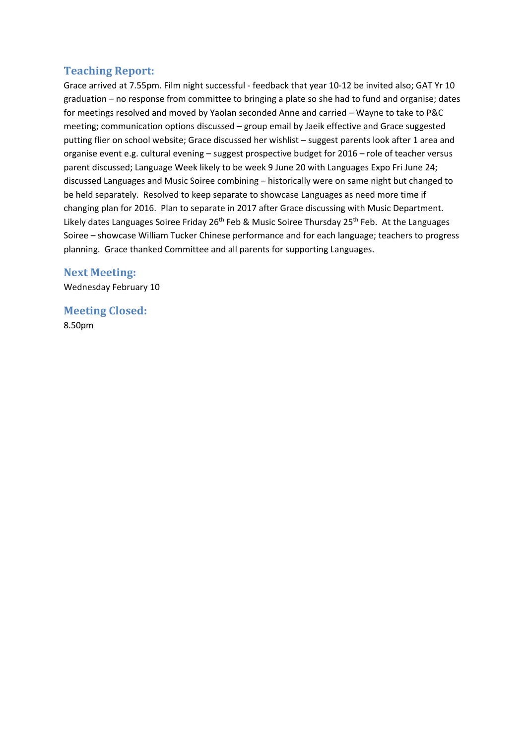## Teaching Report:

Grace arrived at 7.55pm. Film night successful - feedback that year 10-12 be invited also; GAT Yr 10 graduation – no response from committee to bringing a plate so she had to fund and organise; dates for meetings resolved and moved by Yaolan seconded Anne and carried – Wayne to take to P&C meeting; communication options discussed – group email by Jaeik effective and Grace suggested putting flier on school website; Grace discussed her wishlist – suggest parents look after 1 area and organise event e.g. cultural evening – suggest prospective budget for 2016 – role of teacher versus parent discussed; Language Week likely to be week 9 June 20 with Languages Expo Fri June 24; discussed Languages and Music Soiree combining – historically were on same night but changed to be held separately. Resolved to keep separate to showcase Languages as need more time if changing plan for 2016. Plan to separate in 2017 after Grace discussing with Music Department. Likely dates Languages Soiree Friday 26th Feb & Music Soiree Thursday 25th Feb. At the Languages Soiree – showcase William Tucker Chinese performance and for each language; teachers to progress planning. Grace thanked Committee and all parents for supporting Languages.

## Next Meeting:

Wednesday February 10

## Meeting Closed:

8.50pm